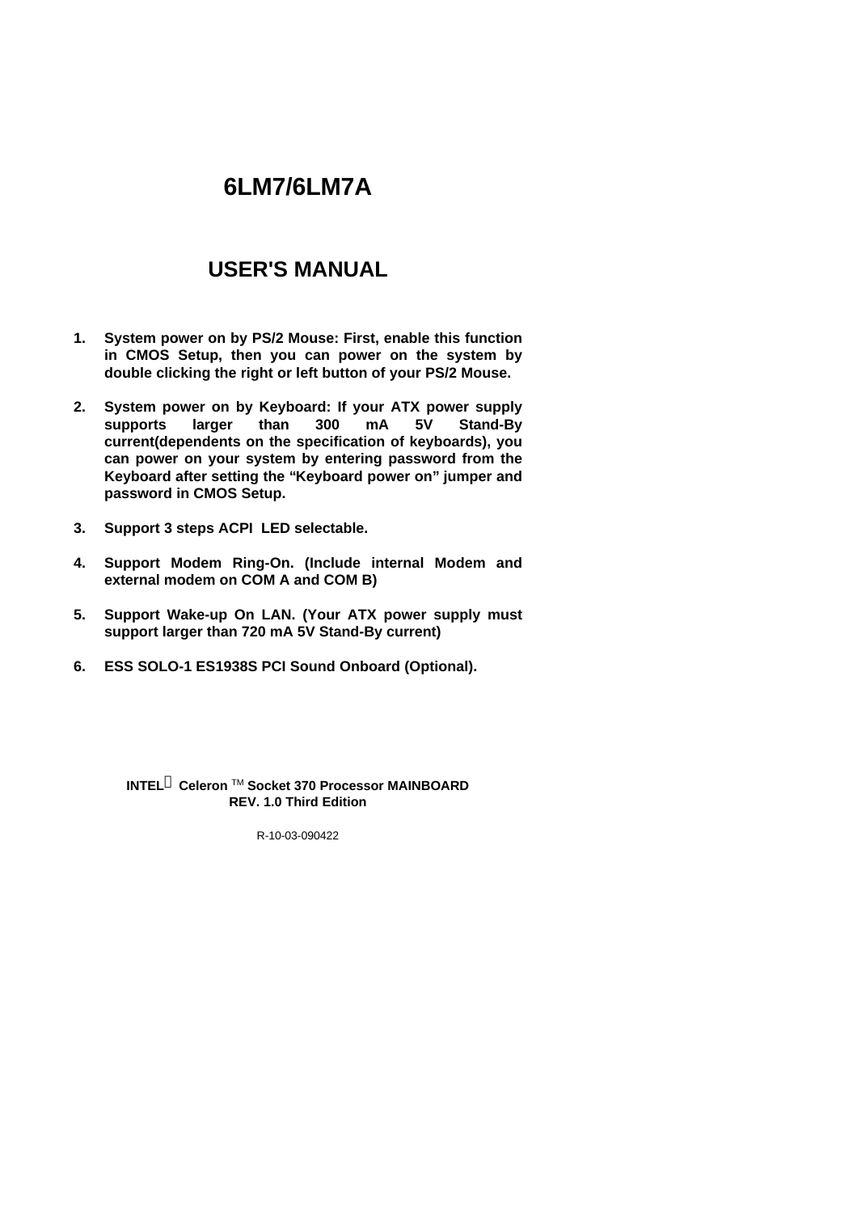# 6LM7/6LM7A

# USER'S MANUAL

1. **System power on by PS/2 Mouse: First, enable this function in CMOS Setup, then you can power on the system by double clicking the right or left button of your PS/2 Mouse.**

2. **System power on by Keyboard: If your ATX power supply supports larger than 300 mA 5V Stand-By current(dependents on the specification of keyboards), you can power on your system by entering password from the Keyboard after setting the "Keyboard power on" jumper and password in CMOS Setup.**

3. **Support 3 steps ACPI LED selectable.**

4. **Support Modem Ring-On. (Include internal Modem and external modem on COM A and COM B)**

5. **Support Wake-up On LAN. (Your ATX power supply must support larger than 720 mA 5V Stand-By current)**

6. **ESS SOLO-1 ES1938S PCI Sound Onboard (Optional).**

**INTEL® Celeron ™ Socket 370 Processor MAINBOARD**
**REV. 1.0 Third Edition**

R-10-03-090422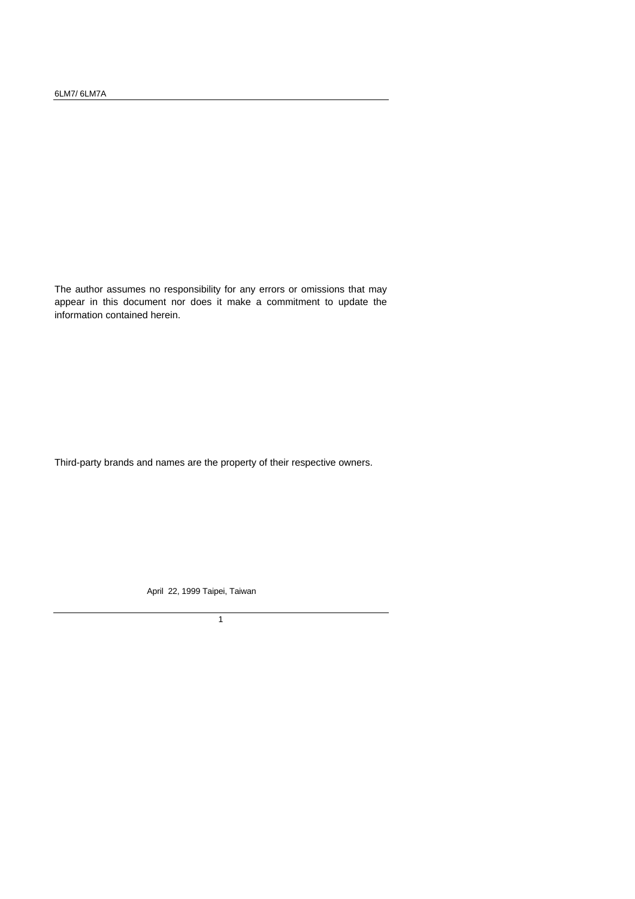The author assumes no responsibility for any errors or omissions that may appear in this document nor does it make a commitment to update the information contained herein.

Third-party brands and names are the property of their respective owners.

April 22, 1999 Taipei, Taiwan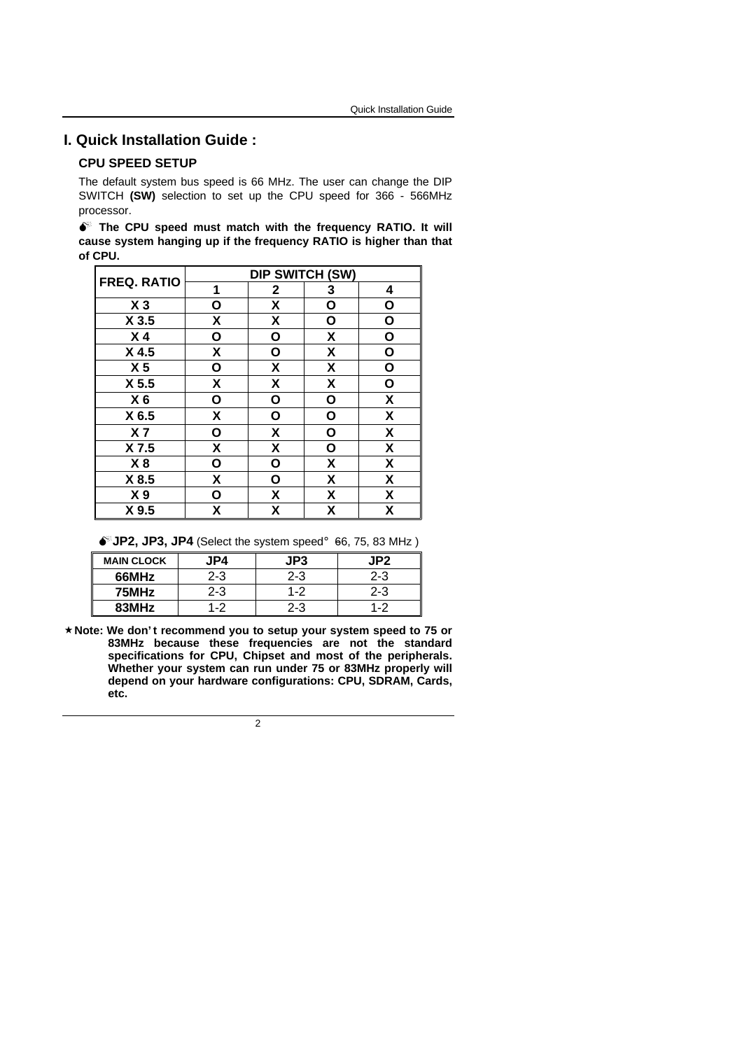# I. Quick Installation Guide :

## CPU SPEED SETUP

The default system bus speed is 66 MHz. The user can change the DIP SWITCH **(SW)** selection to set up the CPU speed for 366 - 566MHz processor.

**The CPU speed must match with the frequency RATIO. It will cause system hanging up if the frequency RATIO is higher than that of CPU.**

| FREQ. RATIO | DIP SWITCH (SW) | | | |
|---|---|---|---|---|
| | 1 | 2 | 3 | 4 |
| X 3 | O | X | O | O |
| X 3.5 | X | X | O | O |
| X 4 | O | O | X | O |
| X 4.5 | X | O | X | O |
| X 5 | O | X | X | O |
| X 5.5 | X | X | X | O |
| X 6 | O | O | O | X |
| X 6.5 | X | O | O | X |
| X 7 | O | X | O | X |
| X 7.5 | X | X | O | X |
| X 8 | O | O | X | X |
| X 8.5 | X | O | X | X |
| X 9 | O | X | X | X |
| X 9.5 | X | X | X | X |

**JP2, JP3, JP4** (Select the system speed: 66, 75, 83 MHz )

| MAIN CLOCK | JP4 | JP3 | JP2 |
|---|---|---|---|
| 66MHz | 2-3 | 2-3 | 2-3 |
| 75MHz | 2-3 | 1-2 | 2-3 |
| 83MHz | 1-2 | 2-3 | 1-2 |

★**Note: We don't recommend you to setup your system speed to 75 or 83MHz because these frequencies are not the standard specifications for CPU, Chipset and most of the peripherals. Whether your system can run under 75 or 83MHz properly will depend on your hardware configurations: CPU, SDRAM, Cards, etc.**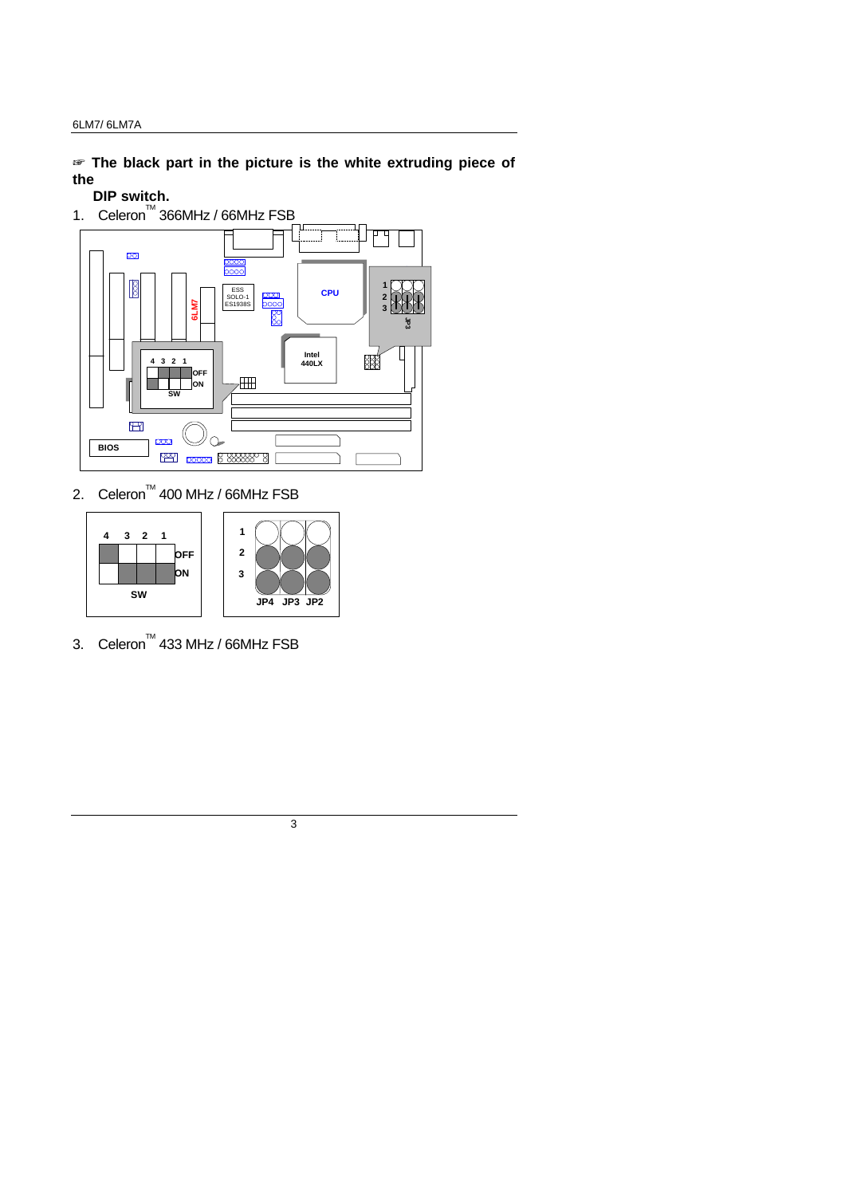☞ **The black part in the picture is the white extruding piece of the DIP switch.**

1. Celeron™ 366MHz / 66MHz FSB

2. Celeron™ 400 MHz / 66MHz FSB

3. Celeron™ 433 MHz / 66MHz FSB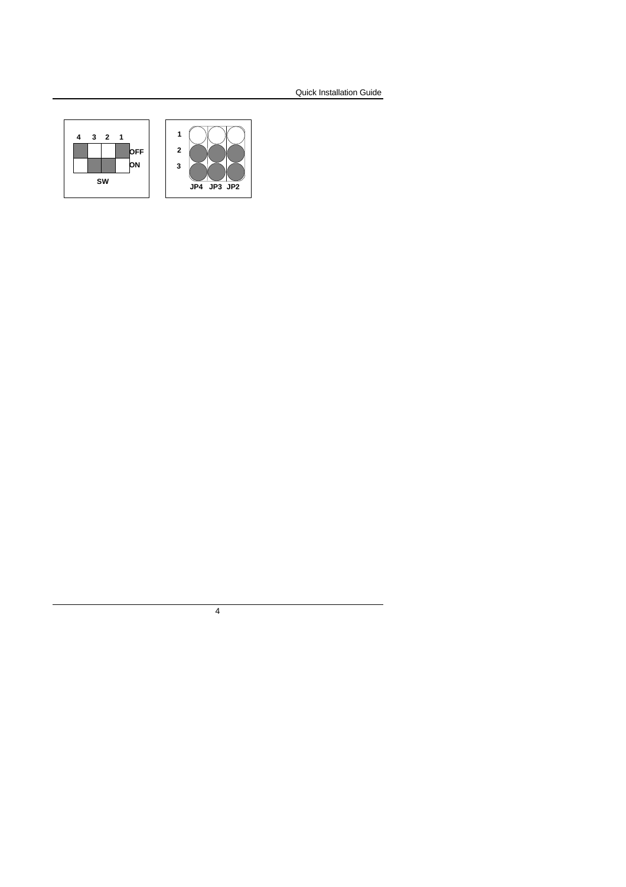| | 4 | 3 | 2 | 1 |
|---|---|---|---|---|
| OFF | ■ | □ | □ | ■ |
| ON | □ | ■ | ■ | □ |

SW

| | JP4 | JP3 | JP2 |
|---|---|---|---|
| 1 | ○ | ○ | ○ |
| 2 | ● | ● | ● |
| 3 | ● | ● | ● |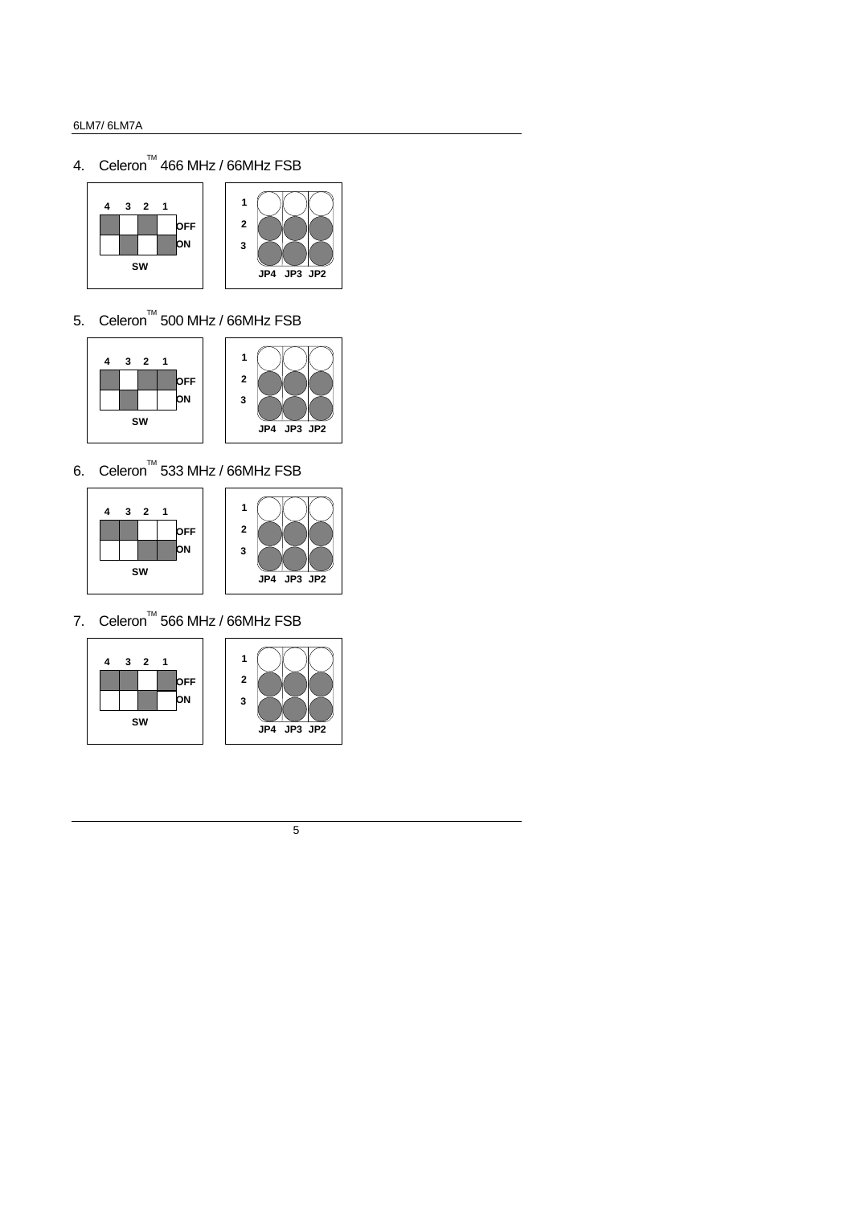4. Celeron™ 466 MHz / 66MHz FSB

| | 4 | 3 | 2 | 1 |
|---|---|---|---|---|
| OFF | ■ | | ■ | |
| ON | | ■ | | ■ |

SW

| | JP4 | JP3 | JP2 |
|---|---|---|---|
| 1 | ○ | ○ | ○ |
| 2 | ● | ● | ● |
| 3 | ● | ● | ● |

5. Celeron™ 500 MHz / 66MHz FSB

| | 4 | 3 | 2 | 1 |
|---|---|---|---|---|
| OFF | ■ | | ■ | ■ |
| ON | | ■ | | |

SW

| | JP4 | JP3 | JP2 |
|---|---|---|---|
| 1 | ○ | ○ | ○ |
| 2 | ● | ● | ● |
| 3 | ● | ● | ● |

6. Celeron™ 533 MHz / 66MHz FSB

| | 4 | 3 | 2 | 1 |
|---|---|---|---|---|
| OFF | ■ | ■ | | |
| ON | | | ■ | ■ |

SW

| | JP4 | JP3 | JP2 |
|---|---|---|---|
| 1 | ○ | ○ | ○ |
| 2 | ● | ● | ● |
| 3 | ● | ● | ● |

7. Celeron™ 566 MHz / 66MHz FSB

| | 4 | 3 | 2 | 1 |
|---|---|---|---|---|
| OFF | ■ | ■ | | ■ |
| ON | | | ■ | |

SW

| | JP4 | JP3 | JP2 |
|---|---|---|---|
| 1 | ○ | ○ | ○ |
| 2 | ● | ● | ● |
| 3 | ● | ● | ● |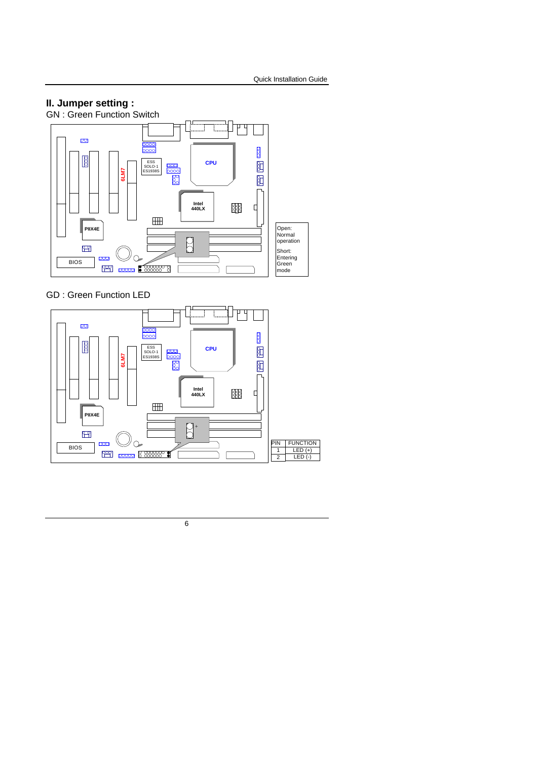## II. Jumper setting :

GN : Green Function Switch

Open: Normal operation

Short: Entering Green mode

GD : Green Function LED

| PIN | FUNCTION |
|---|---|
| 1 | LED (+) |
| 2 | LED (-) |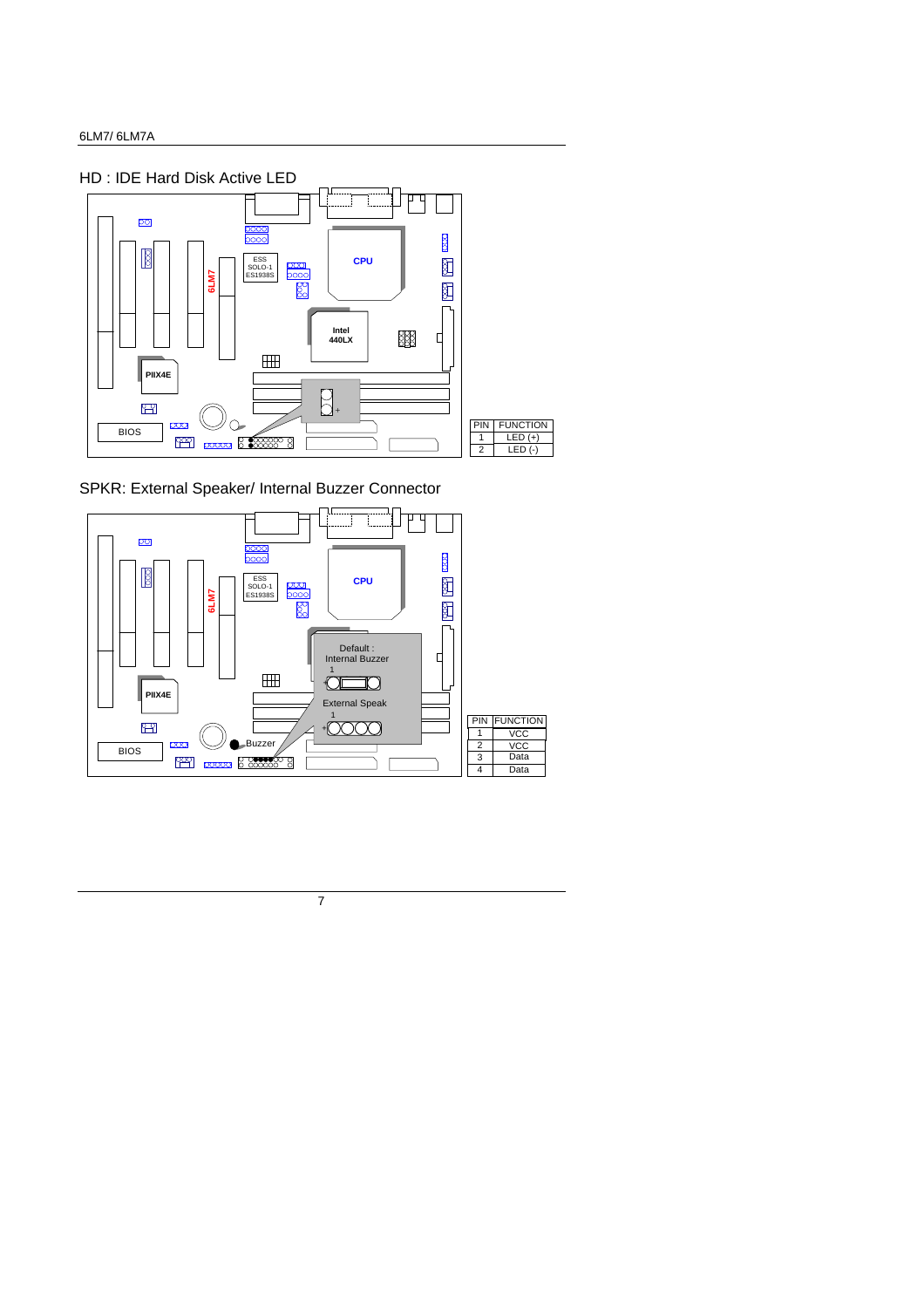## HD : IDE Hard Disk Active LED

| PIN | FUNCTION |
|---|---|
| 1 | LED (+) |
| 2 | LED (-) |

## SPKR: External Speaker/ Internal Buzzer Connector

Default : Internal Buzzer

External Speak

Buzzer

| PIN | FUNCTION |
|---|---|
| 1 | VCC |
| 2 | VCC |
| 3 | Data |
| 4 | Data |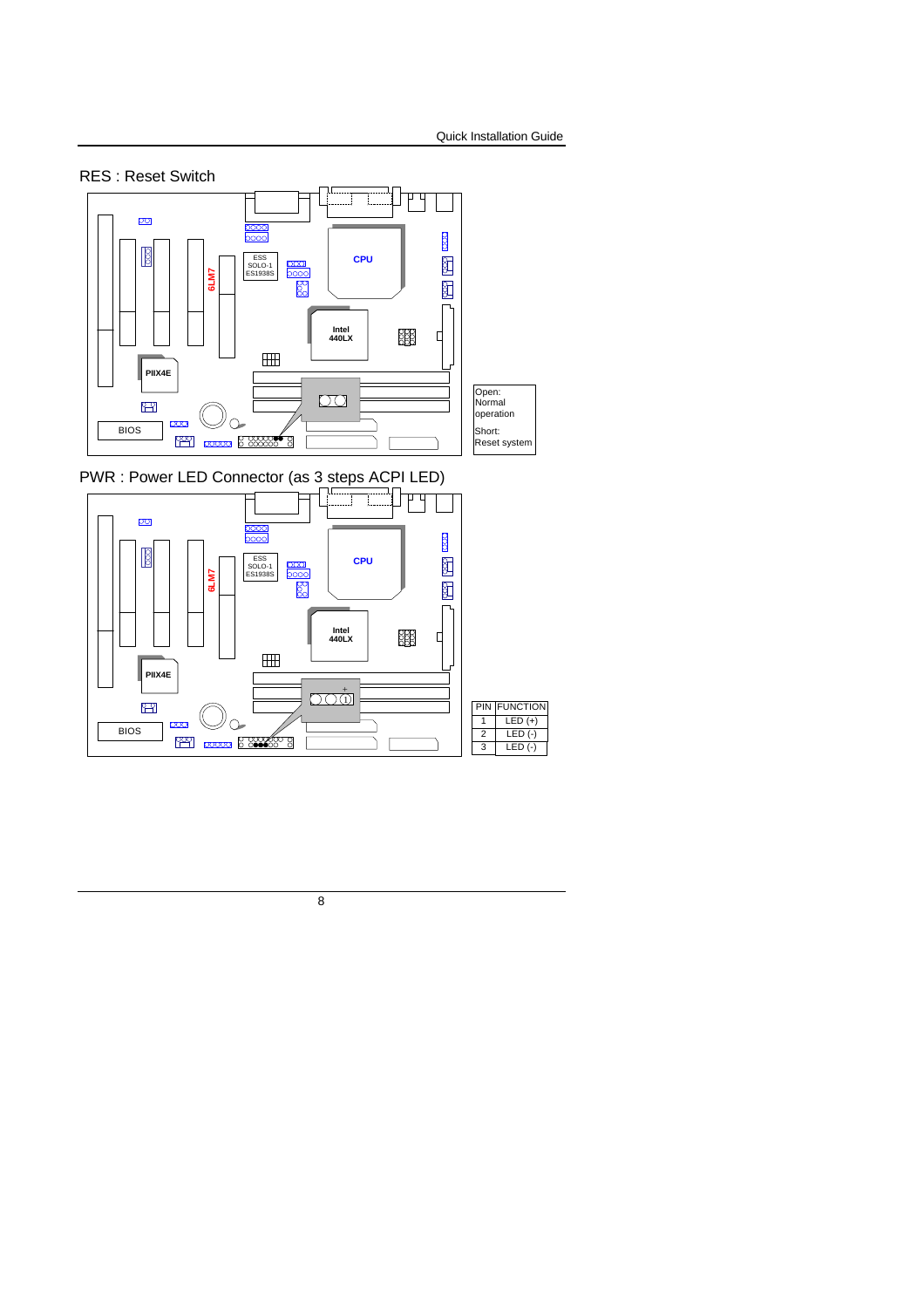## RES : Reset Switch

Open:
Normal operation

Short:
Reset system

## PWR : Power LED Connector (as 3 steps ACPI LED)

| PIN | FUNCTION |
| --- | --- |
| 1 | LED (+) |
| 2 | LED (-) |
| 3 | LED (-) |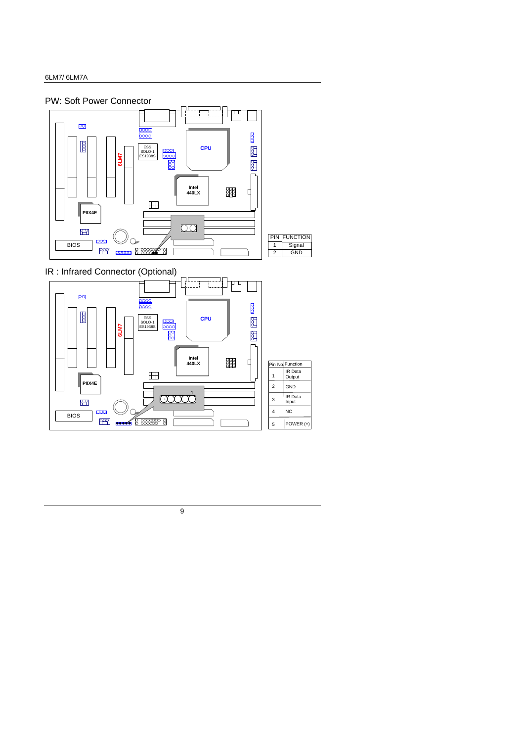## PW: Soft Power Connector

| PIN | FUNCTION |
|---|---|
| 1 | Signal |
| 2 | GND |

## IR : Infrared Connector (Optional)

| Pin No. | Function |
|---|---|
| 1 | IR Data Output |
| 2 | GND |
| 3 | IR Data Input |
| 4 | NC |
| 5 | POWER (+) |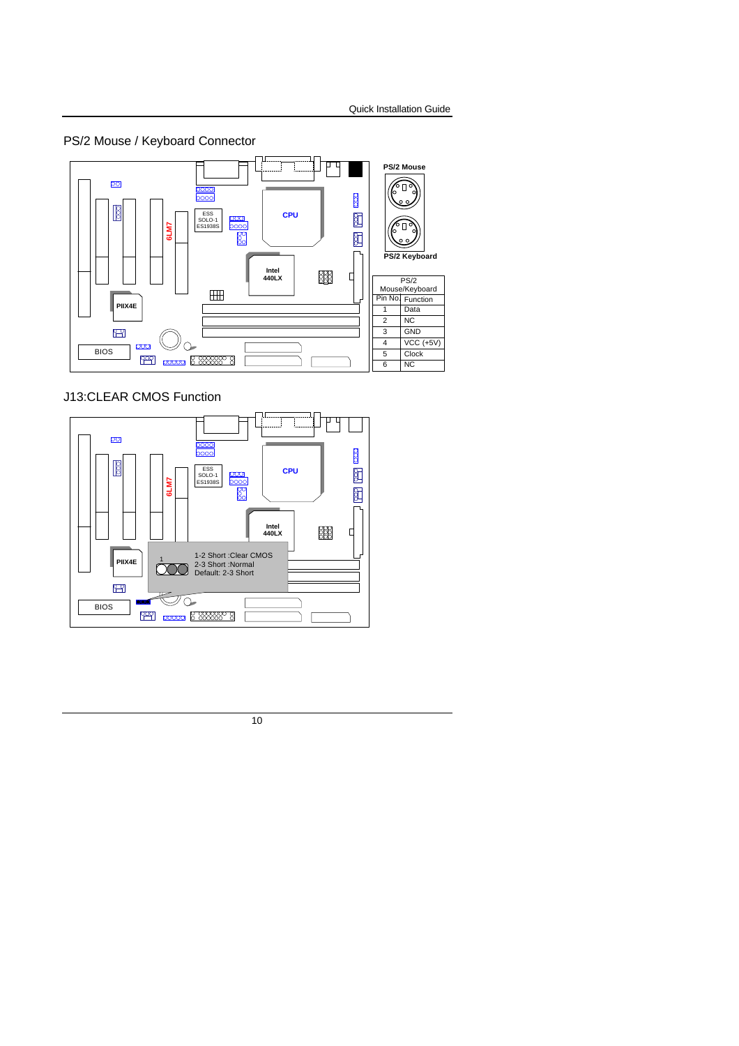## PS/2 Mouse / Keyboard Connector

PS/2 Mouse

PS/2 Keyboard

| PS/2 Mouse/Keyboard | |
|---|---|
| Pin No. | Function |
| 1 | Data |
| 2 | NC |
| 3 | GND |
| 4 | VCC (+5V) |
| 5 | Clock |
| 6 | NC |

## J13:CLEAR CMOS Function

1-2 Short :Clear CMOS
2-3 Short :Normal
Default: 2-3 Short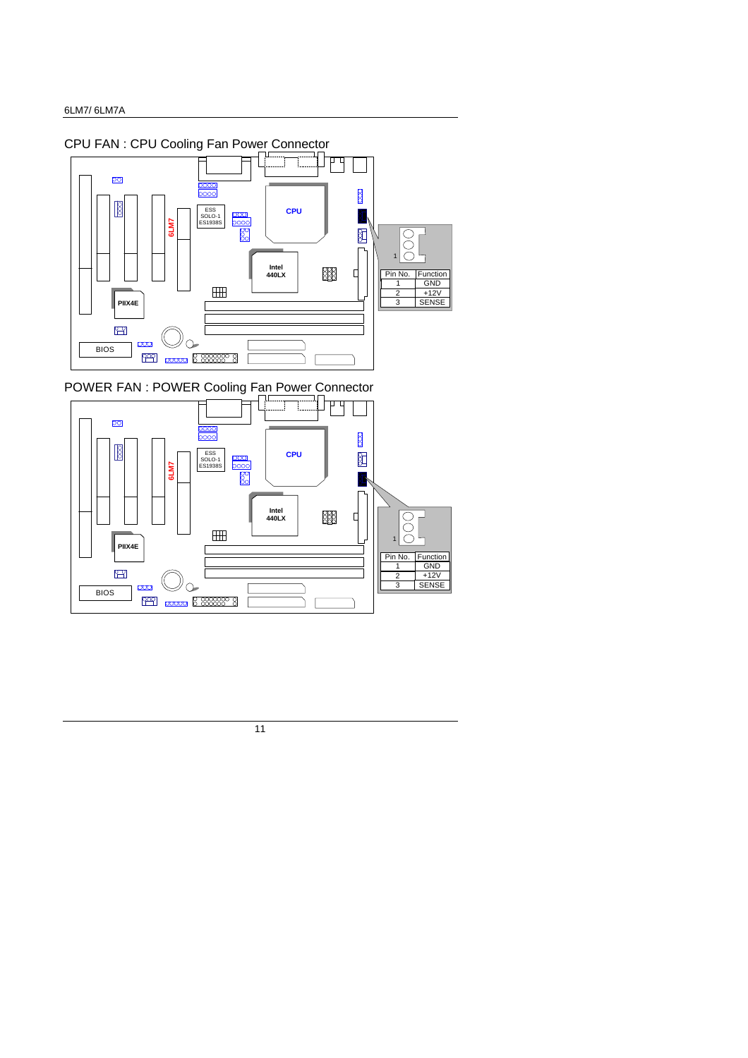## CPU FAN : CPU Cooling Fan Power Connector

| Pin No. | Function |
| --- | --- |
| 1 | GND |
| 2 | +12V |
| 3 | SENSE |

## POWER FAN : POWER Cooling Fan Power Connector

| Pin No. | Function |
| --- | --- |
| 1 | GND |
| 2 | +12V |
| 3 | SENSE |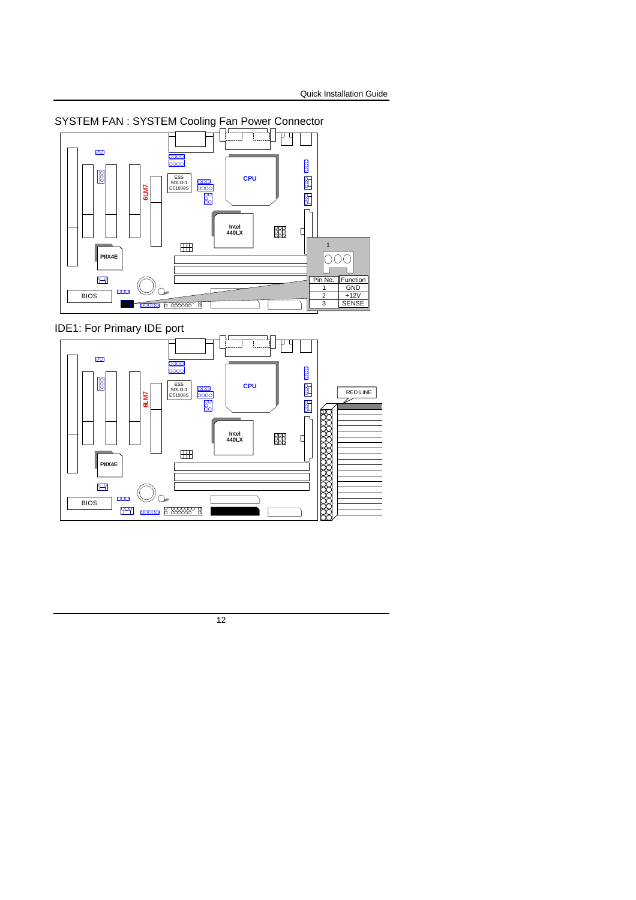## SYSTEM FAN : SYSTEM Cooling Fan Power Connector

| Pin No. | Function |
| --- | --- |
| 1 | GND |
| 2 | +12V |
| 3 | SENSE |

## IDE1: For Primary IDE port

RED LINE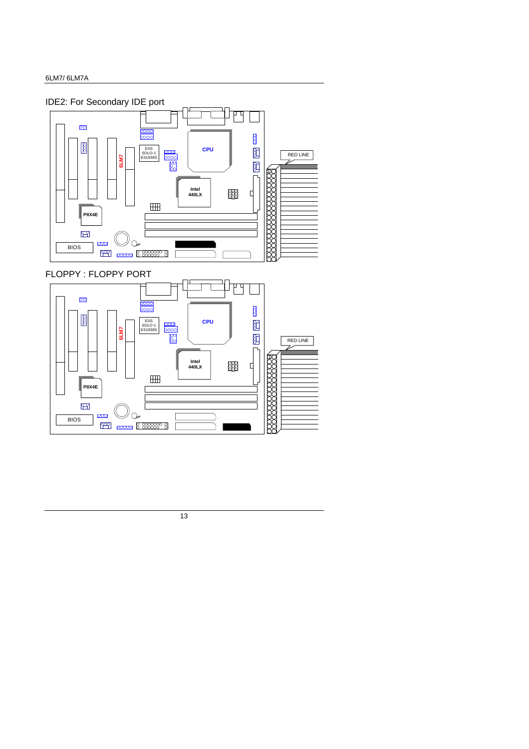IDE2: For Secondary IDE port

FLOPPY : FLOPPY PORT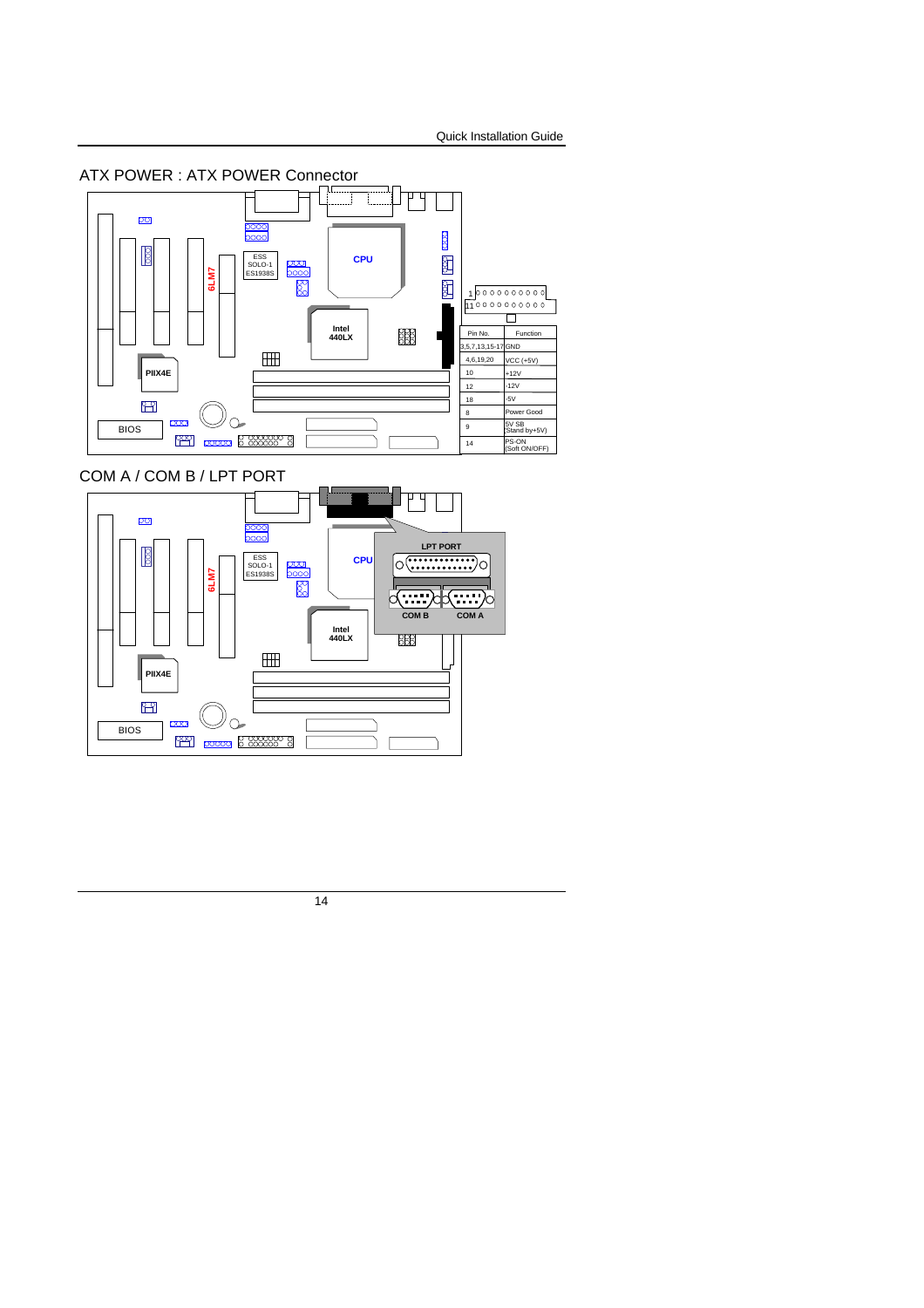## ATX POWER : ATX POWER Connector

| Pin No. | Function |
|---|---|
| 3,5,7,13,15-17 | GND |
| 4,6,19,20 | VCC (+5V) |
| 10 | +12V |
| 12 | -12V |
| 18 | -5V |
| 8 | Power Good |
| 9 | 5V SB (Stand by+5V) |
| 14 | PS-ON (Soft ON/OFF) |

## COM A / COM B / LPT PORT

LPT PORT

COM B    COM A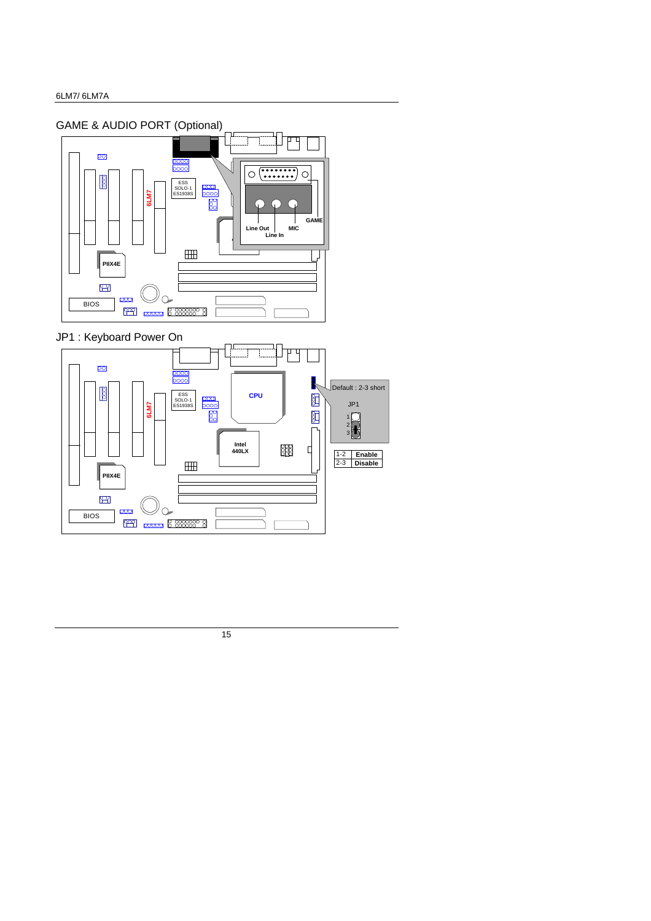## GAME & AUDIO PORT (Optional)

Line Out

Line In

MIC

GAME

## JP1 : Keyboard Power On

Default : 2-3 short

JP1

| | |
|---|---|
| 1-2 | **Enable** |
| 2-3 | **Disable** |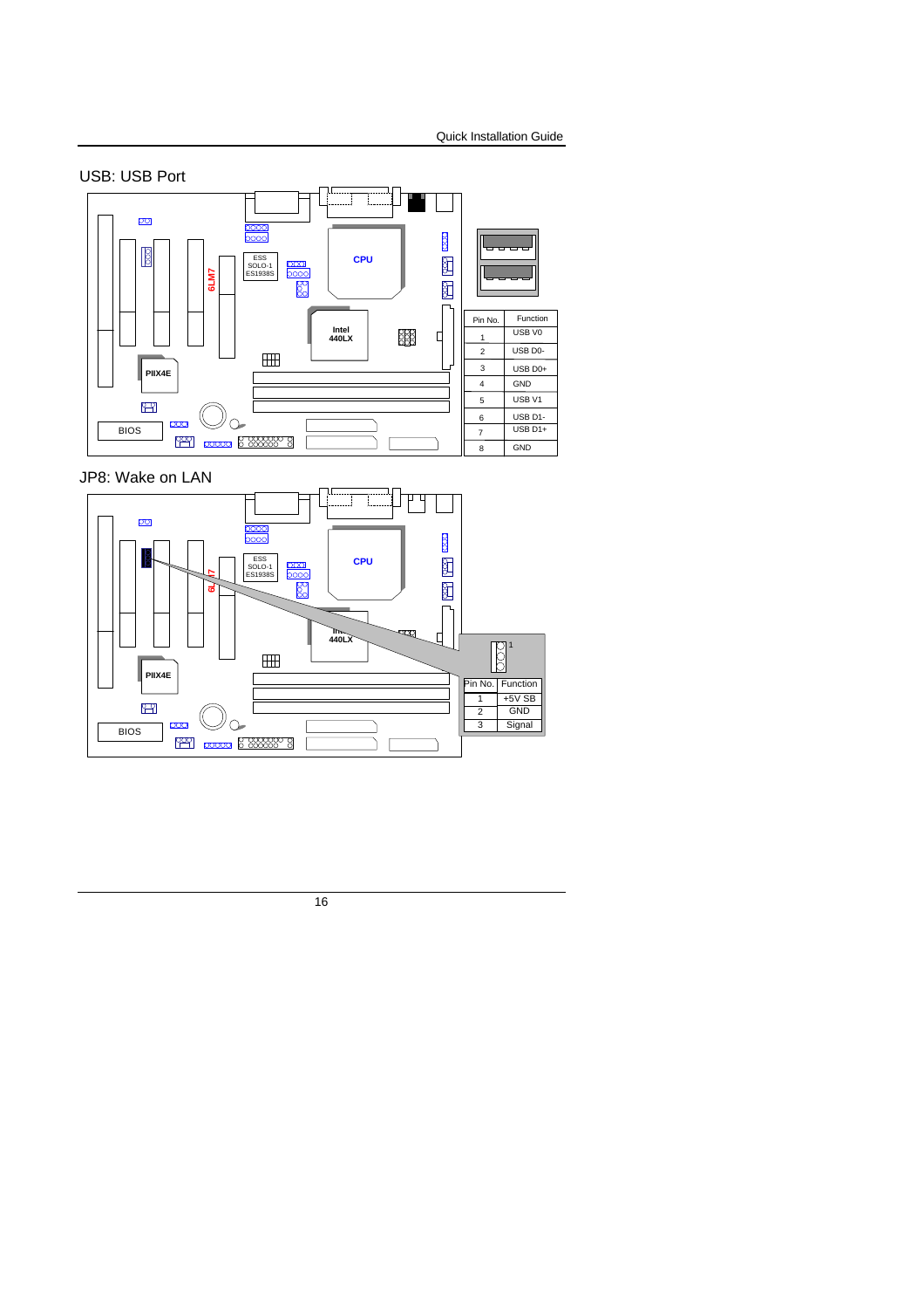## USB: USB Port

| Pin No. | Function |
|---|---|
| 1 | USB V0 |
| 2 | USB D0- |
| 3 | USB D0+ |
| 4 | GND |
| 5 | USB V1 |
| 6 | USB D1- |
| 7 | USB D1+ |
| 8 | GND |

## JP8: Wake on LAN

| Pin No. | Function |
|---|---|
| 1 | +5V SB |
| 2 | GND |
| 3 | Signal |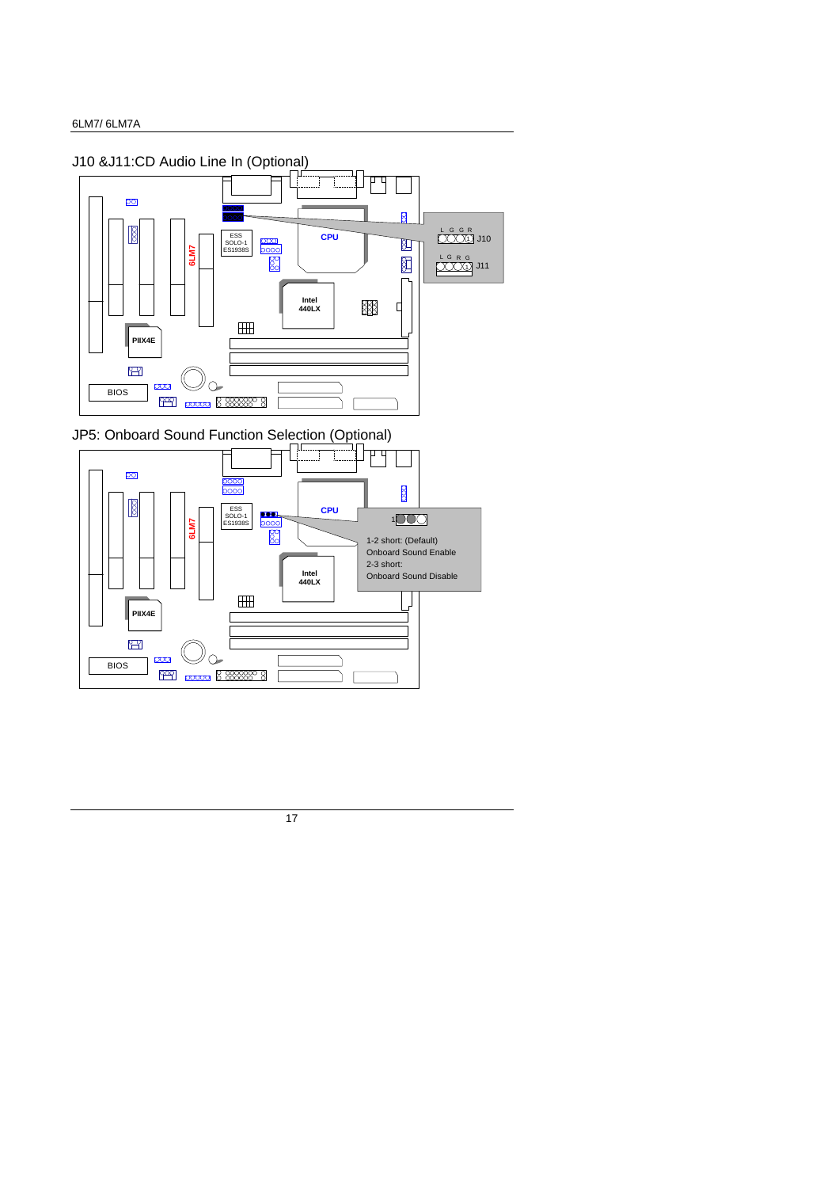## J10 &J11:CD Audio Line In (Optional)

L G G R J10

L G R G J11

## JP5: Onboard Sound Function Selection (Optional)

1-2 short: (Default)
Onboard Sound Enable
2-3 short:
Onboard Sound Disable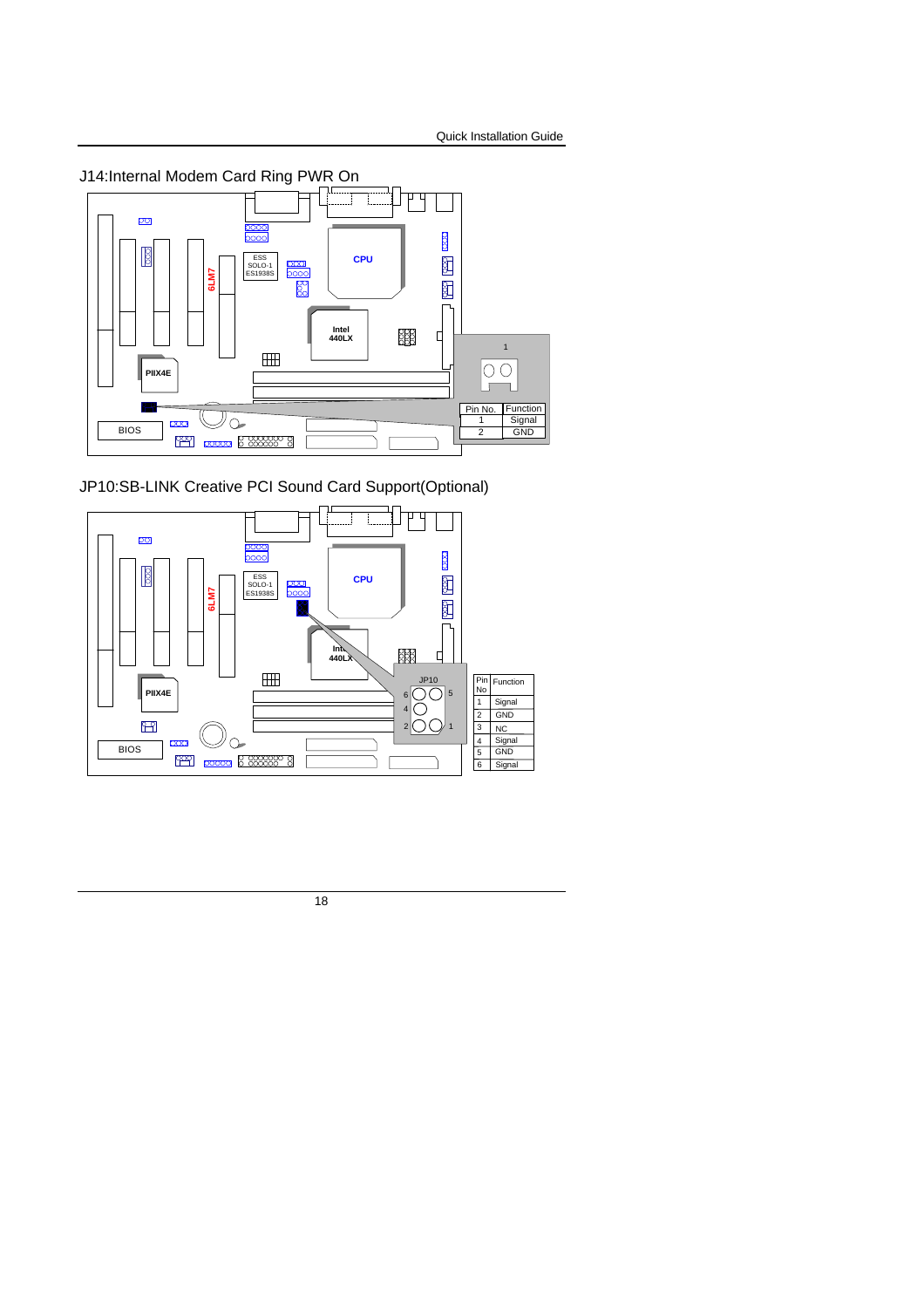## J14:Internal Modem Card Ring PWR On

| Pin No. | Function |
| --- | --- |
| 1 | Signal |
| 2 | GND |

## JP10:SB-LINK Creative PCI Sound Card Support(Optional)

| Pin No | Function |
| --- | --- |
| 1 | Signal |
| 2 | GND |
| 3 | NC |
| 4 | Signal |
| 5 | GND |
| 6 | Signal |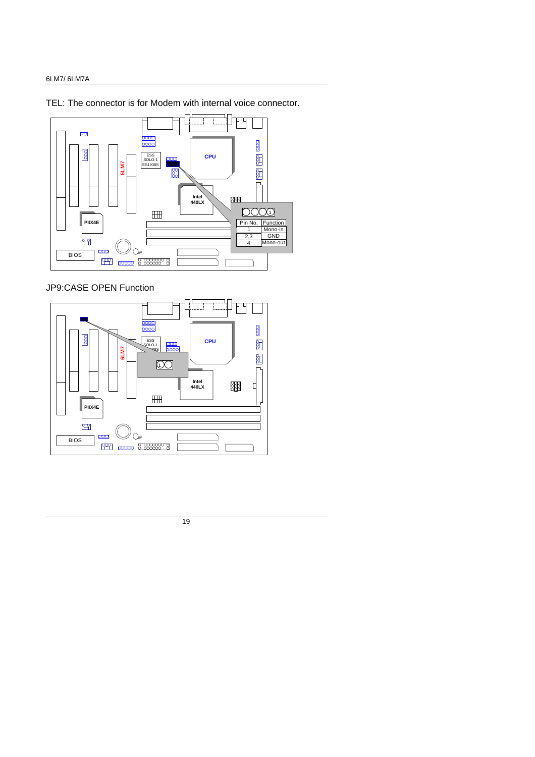TEL: The connector is for Modem with internal voice connector.

| Pin No. | Function |
|---|---|
| 1 | Mono-in |
| 2,3 | GND |
| 4 | Mono-out |

JP9:CASE OPEN Function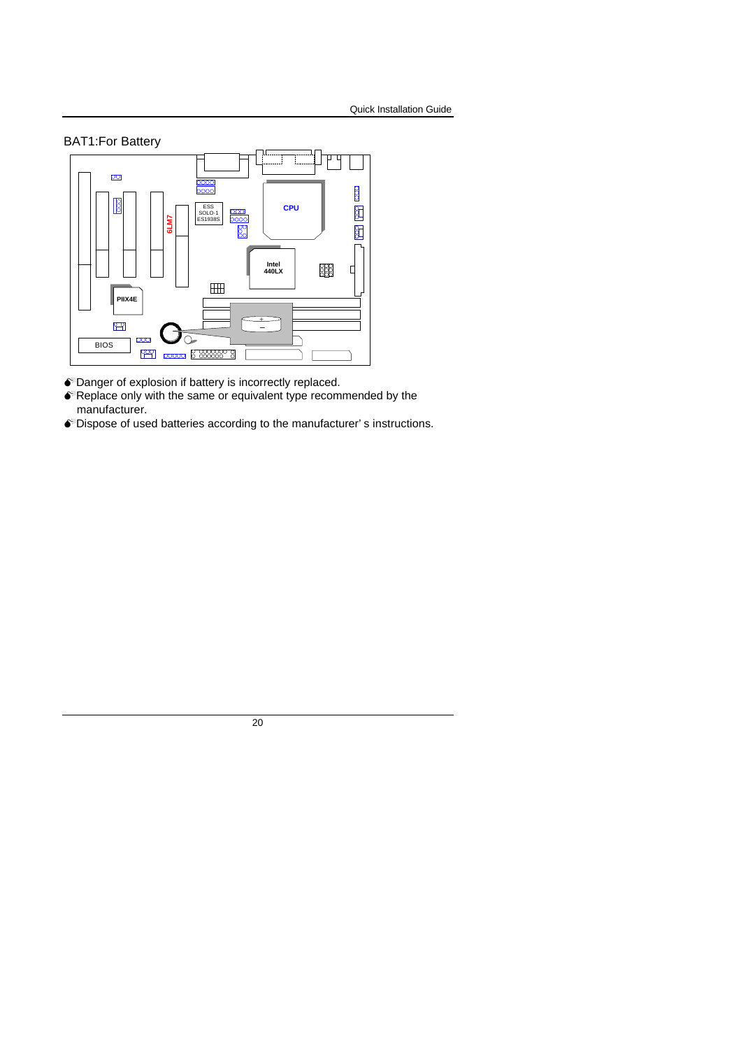BAT1:For Battery

- Danger of explosion if battery is incorrectly replaced.
- Replace only with the same or equivalent type recommended by the manufacturer.
- Dispose of used batteries according to the manufacturer' s instructions.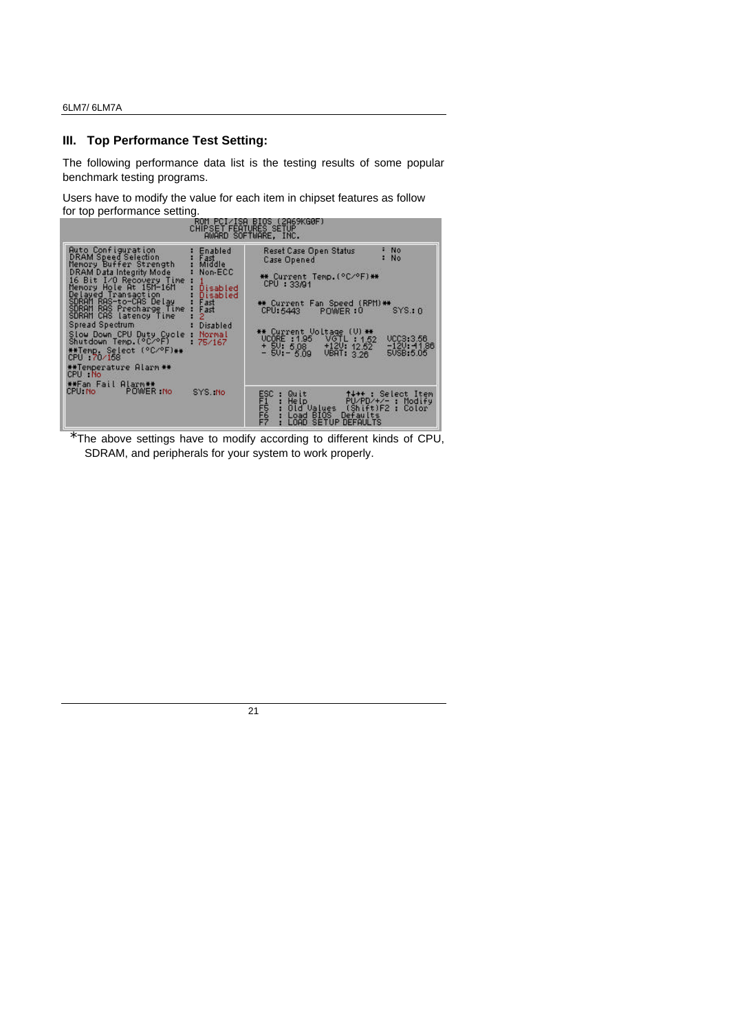## III. Top Performance Test Setting:

The following performance data list is the testing results of some popular benchmark testing programs.

Users have to modify the value for each item in chipset features as follow for top performance setting.

```
                    ROM PCI/ISA BIOS (2A69KG0F)
                      CHIPSET FEATURES SETUP
                        AWARD SOFTWARE, INC.

Auto Configuration        : Enabled     Reset Case Open Status      : No
DRAM Speed Selection      : Fast        Case Opened                 : No
Memory Buffer Strength    : Middle
DRAM Data Integrity Mode  : Non-ECC     ** Current Temp.(°C/°F)**
16 Bit I/O Recovery Time  : 1           CPU : 33/91
Memory Hole At 15M-16M    : Disabled
Delayed Transaction       : Disabled    ** Current Fan Speed (RPM)**
SDRAM RAS-to-CAS Delay    : Fast        CPU:5443    POWER :0     SYS:0
SDRAM RAS Precharge Time  : Fast
SDRAM CAS latency Time    : 2
Spread Spectrum           : Disabled    ** Current Voltage (V) **
Slow Down CPU Duty Cycle  : Normal      VCORE :1.95   VGTL : 1.52   VCC3:3.56
Shutdown Temp.(°C/°F)     : 75/167      + 5V: 5.08    +12V: 12.52   -12V:-11.86
**Temp. Select (°C/°F)**                - 5V:- 5.09   VBAT: 3.26    5VSB:5.05
CPU :70/158
**Temperature Alarm **
CPU :No
**Fan Fail Alarm**                      ESC : Quit          ↑↓→← : Select Item
CPU:No      POWER :No    SYS.:No        F1  : Help          PU/PD/+/- : Modify
                                        F5  : Old Values    (Shift)F2 : Color
                                        F6  : Load BIOS  Defaults
                                        F7  : LOAD SETUP DEFAULTS
```

*The above settings have to modify according to different kinds of CPU, SDRAM, and peripherals for your system to work properly.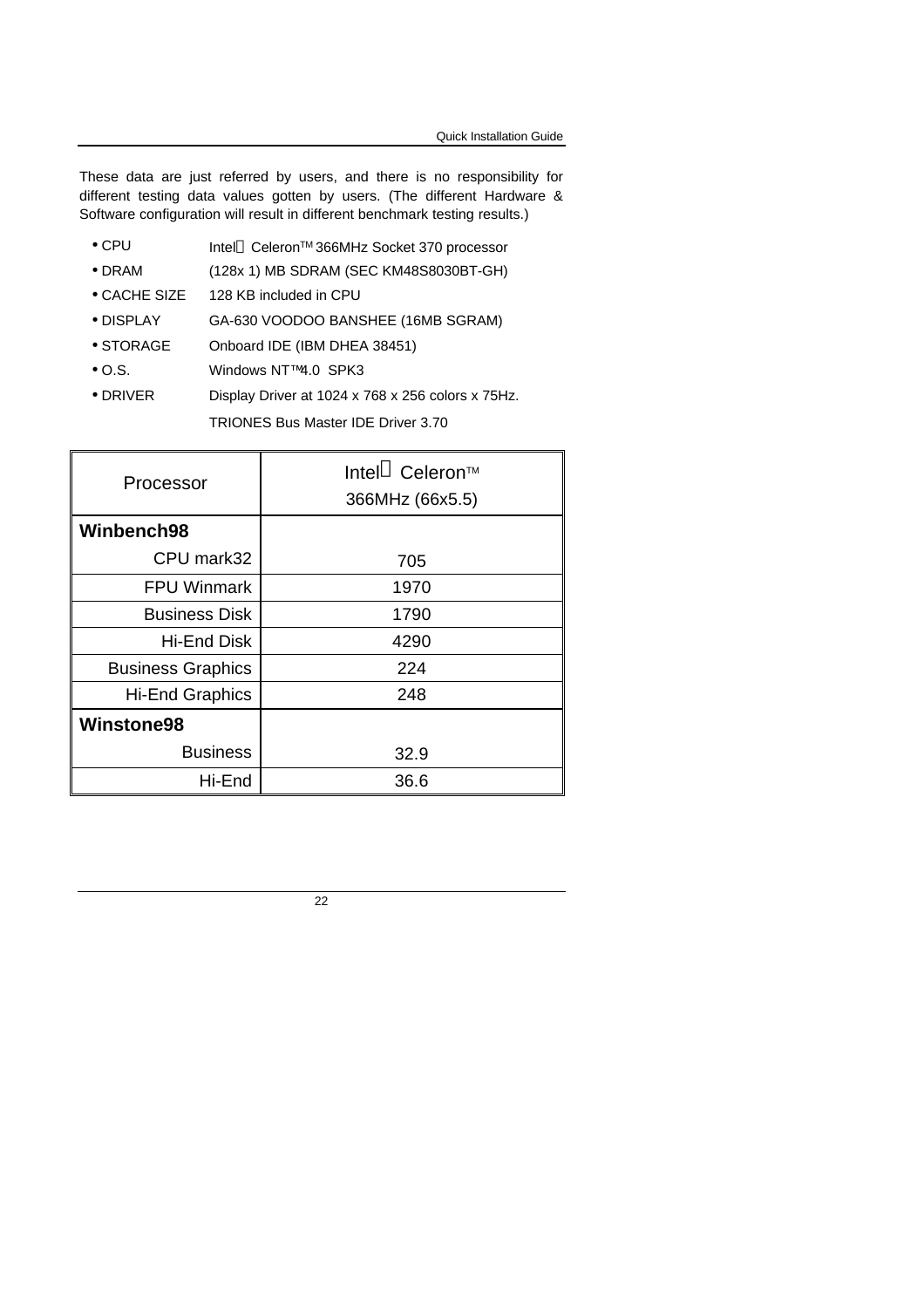These data are just referred by users, and there is no responsibility for different testing data values gotten by users. (The different Hardware & Software configuration will result in different benchmark testing results.)

- CPU Intel Celeron™ 366MHz Socket 370 processor
- DRAM (128x 1) MB SDRAM (SEC KM48S8030BT-GH)
- CACHE SIZE 128 KB included in CPU
- DISPLAY GA-630 VOODOO BANSHEE (16MB SGRAM)
- STORAGE Onboard IDE (IBM DHEA 38451)
- O.S. Windows NT™ 4.0 SPK3
- DRIVER Display Driver at 1024 x 768 x 256 colors x 75Hz.
  TRIONES Bus Master IDE Driver 3.70

| Processor | Intel Celeron™ 366MHz (66x5.5) |
|---|---|
| **Winbench98** | |
| CPU mark32 | 705 |
| FPU Winmark | 1970 |
| Business Disk | 1790 |
| Hi-End Disk | 4290 |
| Business Graphics | 224 |
| Hi-End Graphics | 248 |
| **Winstone98** | |
| Business | 32.9 |
| Hi-End | 36.6 |